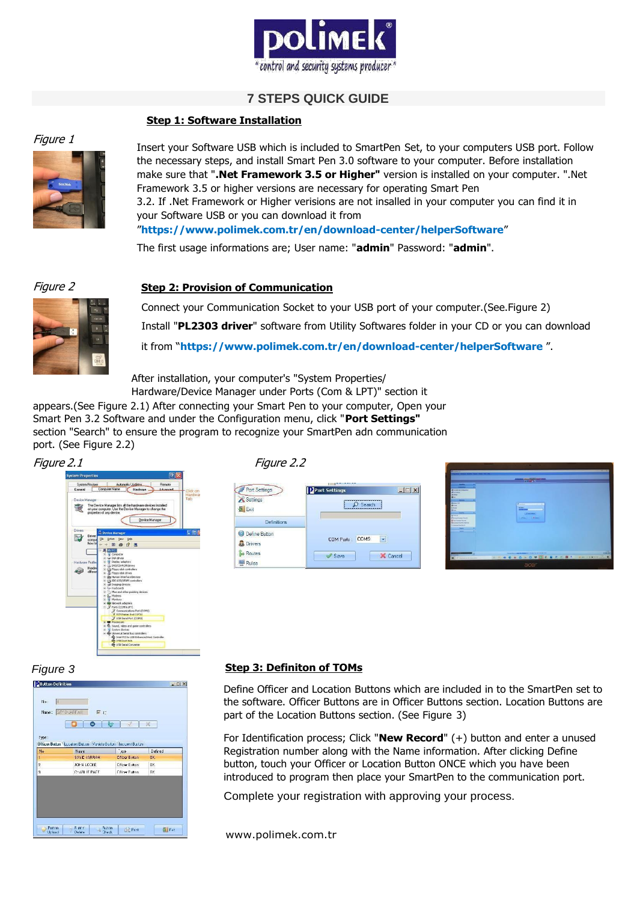# 7 STEPS QUICK GUIDE

## Step 1: Software Installation

*Figure 1*

Insert your Software USB which is included to SmartPen Set, to your computers USB port. Follow the necessary steps, and install Smart Pen 3.0 software to your computer. Before installation make sure that "**.Net Framework 3.5 or Higher"** version is installed on your computer. ".Net Framework 3.5 or higher versions are necessary for operating Smart Pen 3.2. If .Net Framework or Higher versions are not insalled in your computer you can find it in your Software USB or you can download it from "**https://www.polimek.com.tr/en/download-center/helperSoftware**"

The first usage informations are; User name: "**admin**" Password: "**admin**".

*Figure 2*

## Step 2: Provision of Communication

Connect your Communication Socket to your USB port of your computer.(See.Figure 2)

Install "**PL2303 driver**" software from Utility Softwares folder in your CD or you can download it from "**https://www.polimek.com.tr/en/download-center/helperSoftware** ".

After installation, your computer's "System Properties/ Hardware/Device Manager under Ports (Com & LPT)" section it appears.(See Figure 2.1) After connecting your Smart Pen to your computer, Open your Smart Pen 3.2 Software and under the Configuration menu, click "**Port Settings"** section "Search" to ensure the program to recognize your SmartPen adn communication port. (See Figure 2.2)

*Figure 2.1*

*Figure 2.2*

*Figure 3*

## Step 3: Definiton of TOMs

Define Officer and Location Buttons which are included in to the SmartPen set to the software. Officer Buttons are in Officer Buttons section. Location Buttons are part of the Location Buttons section. (See Figure 3)

For Identification process; Click "**New Record**" (+) button and enter a unused Registration number along with the Name information. After clicking Define button, touch your Officer or Location Button ONCE which you have been introduced to program then place your SmartPen to the communication port.

Complete your registration with approving your process.

www.polimek.com.tr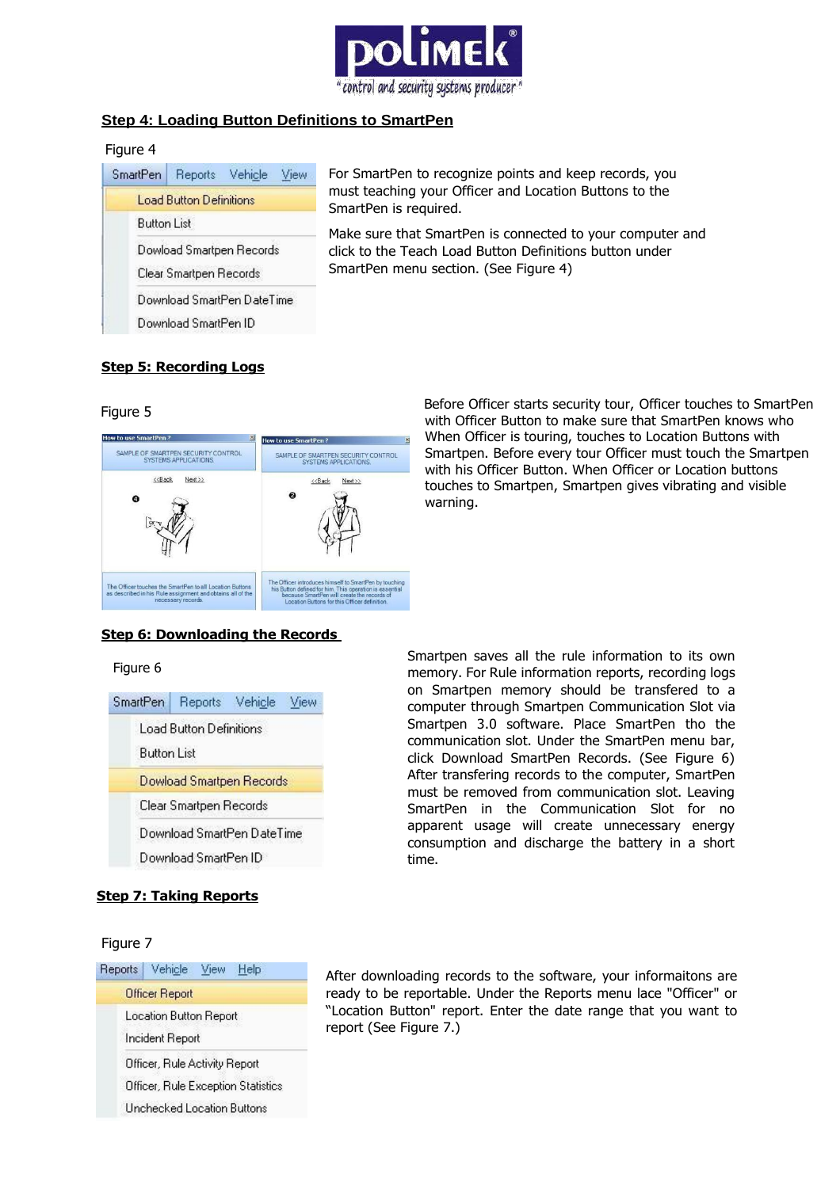## Step 4: Loading Button Definitions to SmartPen

Figure 4

For SmartPen to recognize points and keep records, you must teaching your Officer and Location Buttons to the SmartPen is required.

Make sure that SmartPen is connected to your computer and click to the Teach Load Button Definitions button under SmartPen menu section. (See Figure 4)

## Step 5: Recording Logs

Figure 5

Before Officer starts security tour, Officer touches to SmartPen with Officer Button to make sure that SmartPen knows who When Officer is touring, touches to Location Buttons with Smartpen. Before every tour Officer must touch the Smartpen with his Officer Button. When Officer or Location buttons touches to Smartpen, Smartpen gives vibrating and visible warning.

## Step 6: Downloading the Records

Figure 6

Smartpen saves all the rule information to its own memory. For Rule information reports, recording logs on Smartpen memory should be transfered to a computer through Smartpen Communication Slot via Smartpen 3.0 software. Place SmartPen tho the communication slot. Under the SmartPen menu bar, click Download SmartPen Records. (See Figure 6) After transfering records to the computer, SmartPen must be removed from communication slot. Leaving SmartPen in the Communication Slot for no apparent usage will create unnecessary energy consumption and discharge the battery in a short time.

## Step 7: Taking Reports

Figure 7

After downloading records to the software, your informaitons are ready to be reportable. Under the Reports menu lace "Officer" or "Location Button" report. Enter the date range that you want to report (See Figure 7.)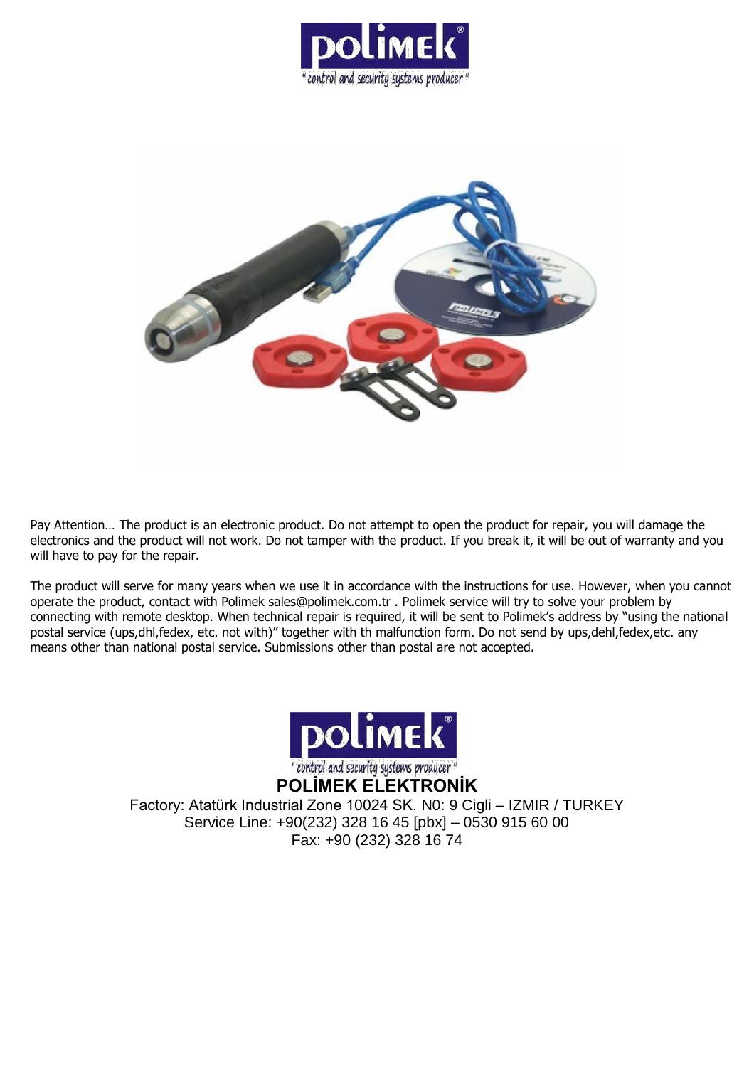polimek®

"control and security systems producer"

Pay Attention… The product is an electronic product. Do not attempt to open the product for repair, you will damage the electronics and the product will not work. Do not tamper with the product. If you break it, it will be out of warranty and you will have to pay for the repair.

The product will serve for many years when we use it in accordance with the instructions for use. However, when you cannot operate the product, contact with Polimek sales@polimek.com.tr . Polimek service will try to solve your problem by connecting with remote desktop. When technical repair is required, it will be sent to Polimek's address by "using the national postal service (ups,dhl,fedex, etc. not with)" together with th malfunction form. Do not send by ups,dehl,fedex,etc. any means other than national postal service. Submissions other than postal are not accepted.

polimek®

"control and security systems producer"

**POLİMEK ELEKTRONİK**

Factory: Atatürk Industrial Zone 10024 SK. N0: 9 Cigli – IZMIR / TURKEY

Service Line: +90(232) 328 16 45 [pbx] – 0530 915 60 00

Fax: +90 (232) 328 16 74